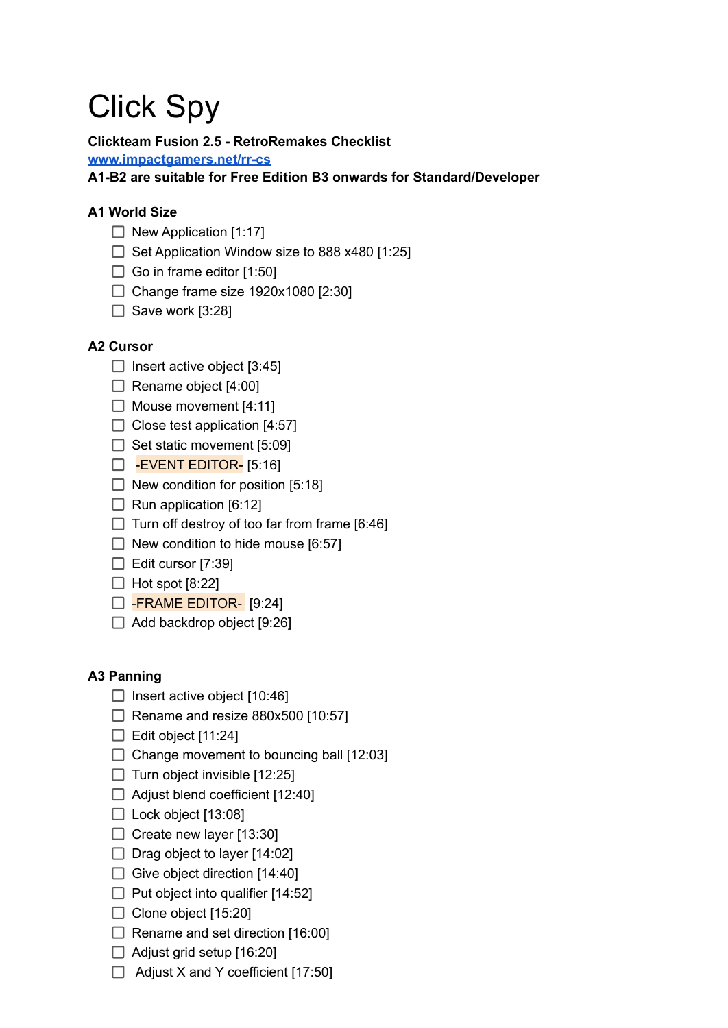# Click Spy

**Clickteam Fusion 2.5 - RetroRemakes Checklist**
[www.impactgamers.net/rr-cs](http://www.impactgamers.net/rr-cs)
**A1-B2 are suitable for Free Edition B3 onwards for Standard/Developer**

### A1 World Size

- [ ] New Application [1:17]
- [ ] Set Application Window size to 888 x480 [1:25]
- [ ] Go in frame editor [1:50]
- [ ] Change frame size 1920x1080 [2:30]
- [ ] Save work [3:28]

### A2 Cursor

- [ ] Insert active object [3:45]
- [ ] Rename object [4:00]
- [ ] Mouse movement [4:11]
- [ ] Close test application [4:57]
- [ ] Set static movement [5:09]
- [ ] -EVENT EDITOR- [5:16]
- [ ] New condition for position [5:18]
- [ ] Run application [6:12]
- [ ] Turn off destroy of too far from frame [6:46]
- [ ] New condition to hide mouse [6:57]
- [ ] Edit cursor [7:39]
- [ ] Hot spot [8:22]
- [ ] -FRAME EDITOR- [9:24]
- [ ] Add backdrop object [9:26]

### A3 Panning

- [ ] Insert active object [10:46]
- [ ] Rename and resize 880x500 [10:57]
- [ ] Edit object [11:24]
- [ ] Change movement to bouncing ball [12:03]
- [ ] Turn object invisible [12:25]
- [ ] Adjust blend coefficient [12:40]
- [ ] Lock object [13:08]
- [ ] Create new layer [13:30]
- [ ] Drag object to layer [14:02]
- [ ] Give object direction [14:40]
- [ ] Put object into qualifier [14:52]
- [ ] Clone object [15:20]
- [ ] Rename and set direction [16:00]
- [ ] Adjust grid setup [16:20]
- [ ] Adjust X and Y coefficient [17:50]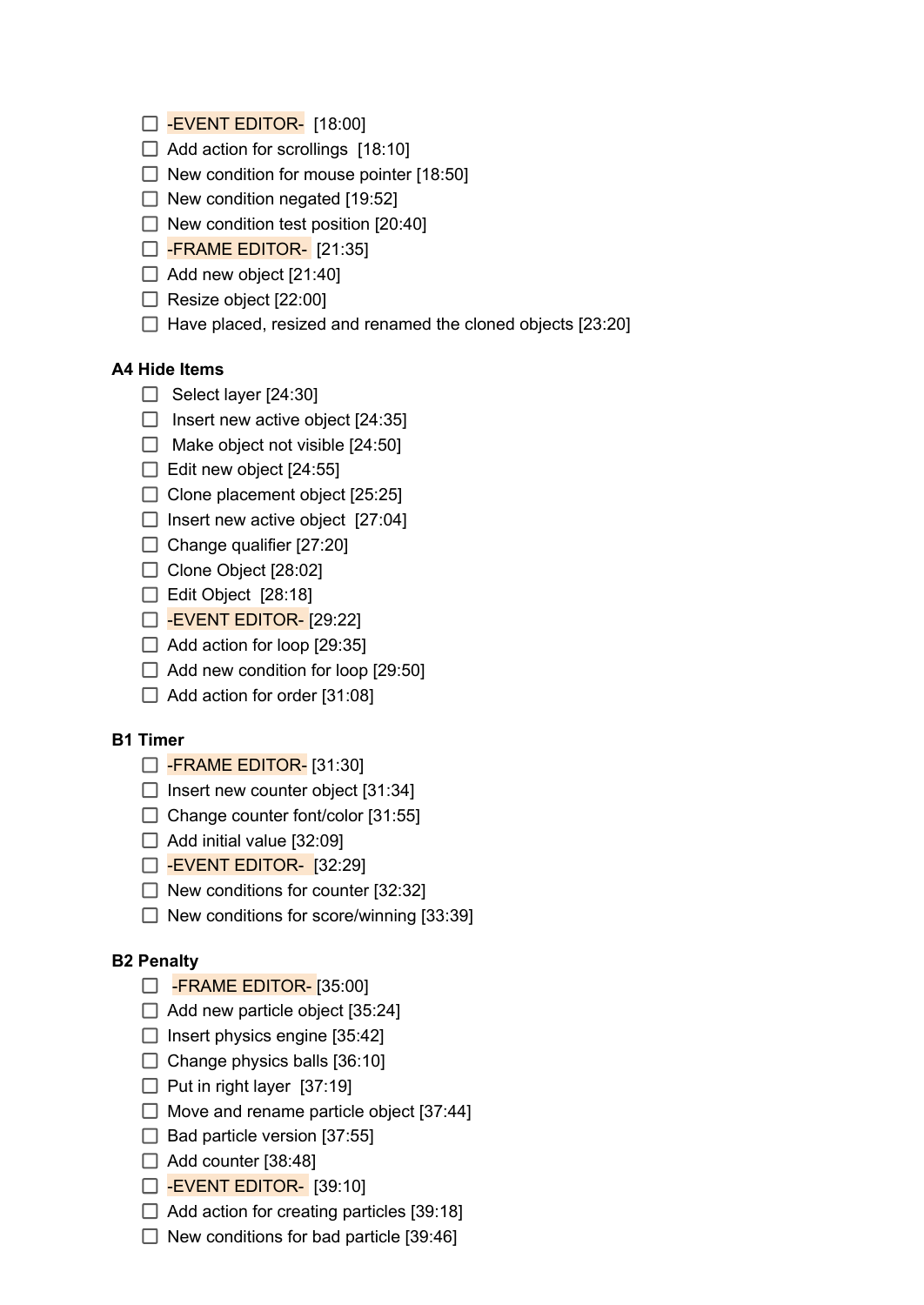- [ ] -EVENT EDITOR-  [18:00]
- [ ] Add action for scrollings  [18:10]
- [ ] New condition for mouse pointer [18:50]
- [ ] New condition negated [19:52]
- [ ] New condition test position [20:40]
- [ ] -FRAME EDITOR-  [21:35]
- [ ] Add new object [21:40]
- [ ] Resize object [22:00]
- [ ] Have placed, resized and renamed the cloned objects [23:20]

**A4 Hide Items**

- [ ] Select layer [24:30]
- [ ] Insert new active object [24:35]
- [ ] Make object not visible [24:50]
- [ ] Edit new object [24:55]
- [ ] Clone placement object [25:25]
- [ ] Insert new active object  [27:04]
- [ ] Change qualifier [27:20]
- [ ] Clone Object [28:02]
- [ ] Edit Object  [28:18]
- [ ] -EVENT EDITOR- [29:22]
- [ ] Add action for loop [29:35]
- [ ] Add new condition for loop [29:50]
- [ ] Add action for order [31:08]

**B1 Timer**

- [ ] -FRAME EDITOR- [31:30]
- [ ] Insert new counter object [31:34]
- [ ] Change counter font/color [31:55]
- [ ] Add initial value [32:09]
- [ ] -EVENT EDITOR-  [32:29]
- [ ] New conditions for counter [32:32]
- [ ] New conditions for score/winning [33:39]

**B2 Penalty**

- [ ] -FRAME EDITOR- [35:00]
- [ ] Add new particle object [35:24]
- [ ] Insert physics engine [35:42]
- [ ] Change physics balls [36:10]
- [ ] Put in right layer  [37:19]
- [ ] Move and rename particle object [37:44]
- [ ] Bad particle version [37:55]
- [ ] Add counter [38:48]
- [ ] -EVENT EDITOR-  [39:10]
- [ ] Add action for creating particles [39:18]
- [ ] New conditions for bad particle [39:46]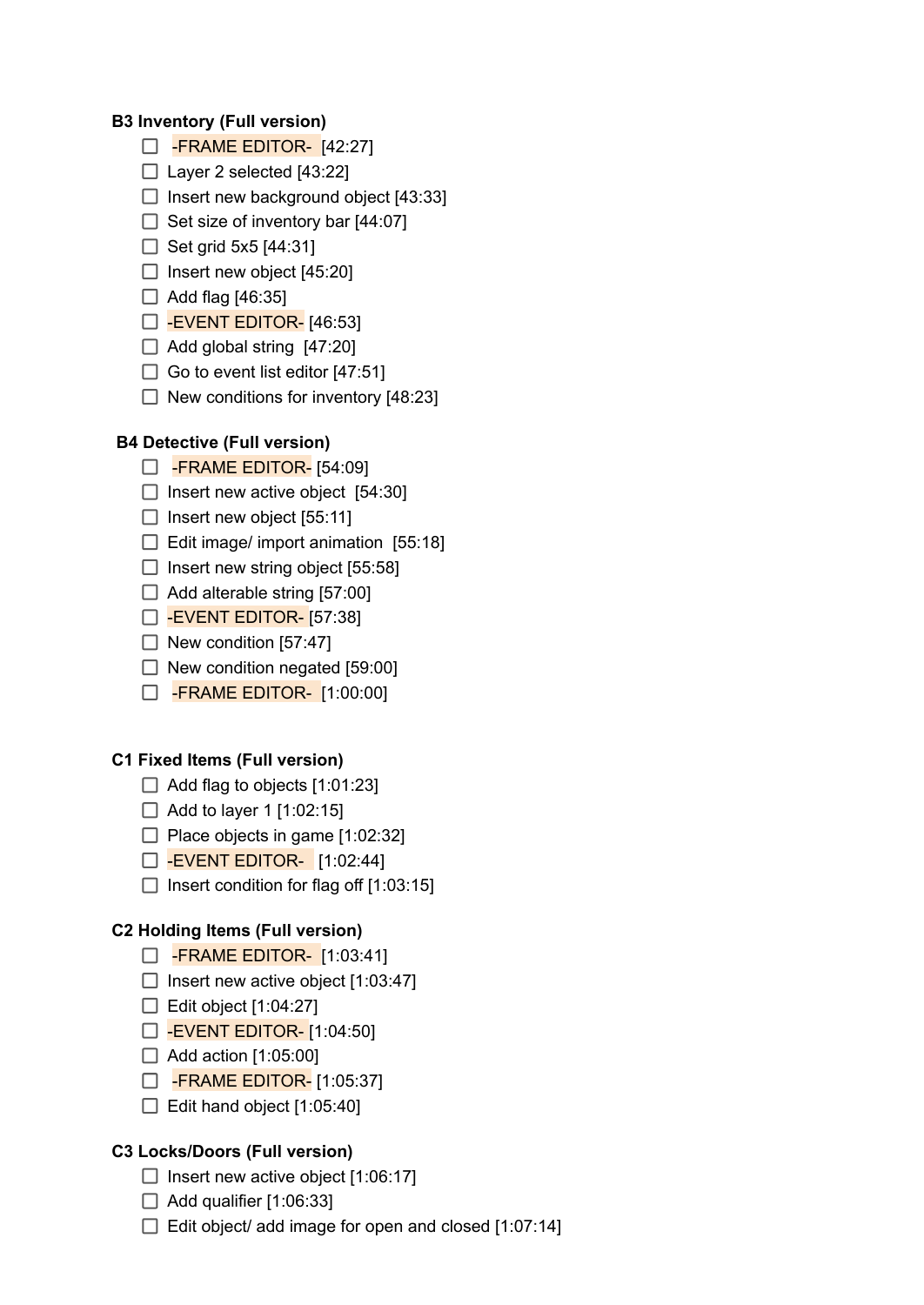**B3 Inventory (Full version)**

- [ ] -FRAME EDITOR- [42:27]
- [ ] Layer 2 selected [43:22]
- [ ] Insert new background object [43:33]
- [ ] Set size of inventory bar [44:07]
- [ ] Set grid 5x5 [44:31]
- [ ] Insert new object [45:20]
- [ ] Add flag [46:35]
- [ ] -EVENT EDITOR- [46:53]
- [ ] Add global string [47:20]
- [ ] Go to event list editor [47:51]
- [ ] New conditions for inventory [48:23]

**B4 Detective (Full version)**

- [ ] -FRAME EDITOR- [54:09]
- [ ] Insert new active object [54:30]
- [ ] Insert new object [55:11]
- [ ] Edit image/ import animation [55:18]
- [ ] Insert new string object [55:58]
- [ ] Add alterable string [57:00]
- [ ] -EVENT EDITOR- [57:38]
- [ ] New condition [57:47]
- [ ] New condition negated [59:00]
- [ ] -FRAME EDITOR- [1:00:00]

**C1 Fixed Items (Full version)**

- [ ] Add flag to objects [1:01:23]
- [ ] Add to layer 1 [1:02:15]
- [ ] Place objects in game [1:02:32]
- [ ] -EVENT EDITOR- [1:02:44]
- [ ] Insert condition for flag off [1:03:15]

**C2 Holding Items (Full version)**

- [ ] -FRAME EDITOR- [1:03:41]
- [ ] Insert new active object [1:03:47]
- [ ] Edit object [1:04:27]
- [ ] -EVENT EDITOR- [1:04:50]
- [ ] Add action [1:05:00]
- [ ] -FRAME EDITOR- [1:05:37]
- [ ] Edit hand object [1:05:40]

**C3 Locks/Doors (Full version)**

- [ ] Insert new active object [1:06:17]
- [ ] Add qualifier [1:06:33]
- [ ] Edit object/ add image for open and closed [1:07:14]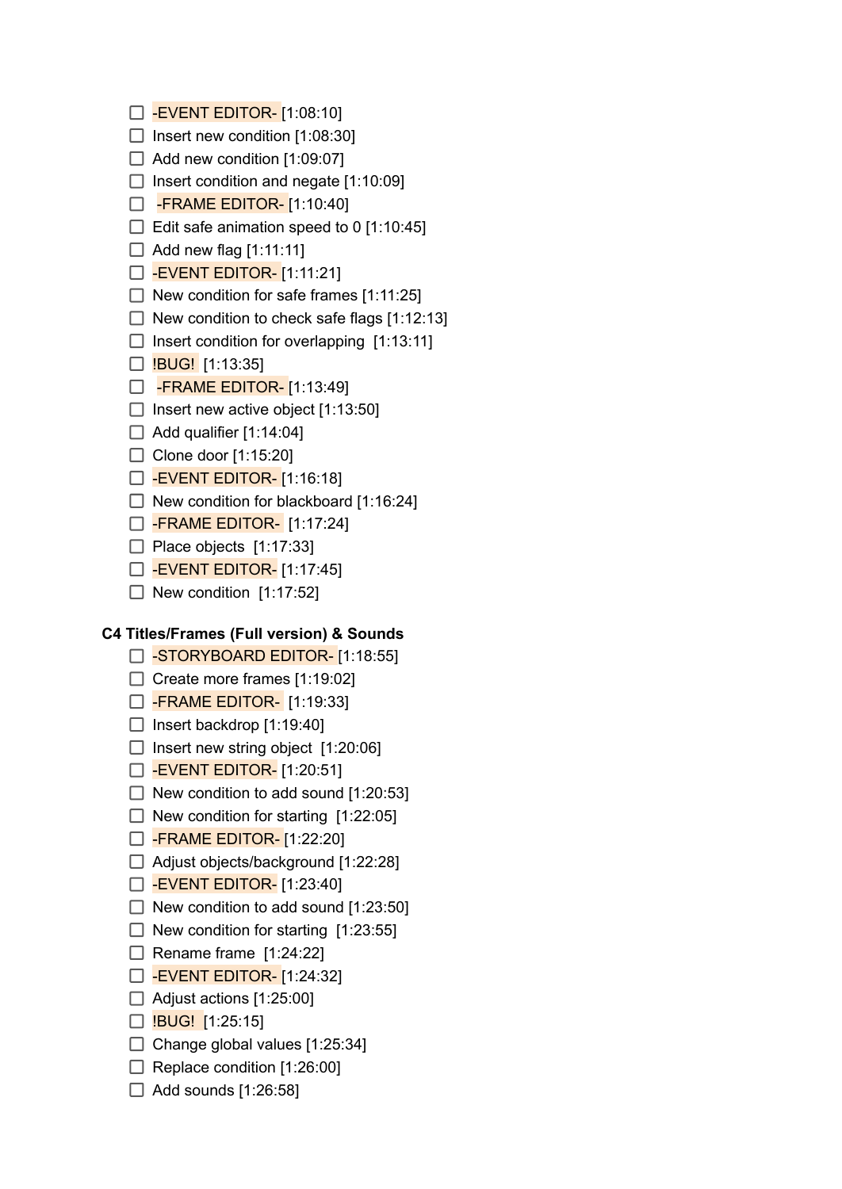- [ ] -EVENT EDITOR- [1:08:10]
- [ ] Insert new condition [1:08:30]
- [ ] Add new condition [1:09:07]
- [ ] Insert condition and negate [1:10:09]
- [ ] -FRAME EDITOR- [1:10:40]
- [ ] Edit safe animation speed to 0 [1:10:45]
- [ ] Add new flag [1:11:11]
- [ ] -EVENT EDITOR- [1:11:21]
- [ ] New condition for safe frames [1:11:25]
- [ ] New condition to check safe flags [1:12:13]
- [ ] Insert condition for overlapping [1:13:11]
- [ ] !BUG! [1:13:35]
- [ ] -FRAME EDITOR- [1:13:49]
- [ ] Insert new active object [1:13:50]
- [ ] Add qualifier [1:14:04]
- [ ] Clone door [1:15:20]
- [ ] -EVENT EDITOR- [1:16:18]
- [ ] New condition for blackboard [1:16:24]
- [ ] -FRAME EDITOR- [1:17:24]
- [ ] Place objects [1:17:33]
- [ ] -EVENT EDITOR- [1:17:45]
- [ ] New condition [1:17:52]

**C4 Titles/Frames (Full version) & Sounds**

- [ ] -STORYBOARD EDITOR- [1:18:55]
- [ ] Create more frames [1:19:02]
- [ ] -FRAME EDITOR- [1:19:33]
- [ ] Insert backdrop [1:19:40]
- [ ] Insert new string object [1:20:06]
- [ ] -EVENT EDITOR- [1:20:51]
- [ ] New condition to add sound [1:20:53]
- [ ] New condition for starting [1:22:05]
- [ ] -FRAME EDITOR- [1:22:20]
- [ ] Adjust objects/background [1:22:28]
- [ ] -EVENT EDITOR- [1:23:40]
- [ ] New condition to add sound [1:23:50]
- [ ] New condition for starting [1:23:55]
- [ ] Rename frame [1:24:22]
- [ ] -EVENT EDITOR- [1:24:32]
- [ ] Adjust actions [1:25:00]
- [ ] !BUG! [1:25:15]
- [ ] Change global values [1:25:34]
- [ ] Replace condition [1:26:00]
- [ ] Add sounds [1:26:58]